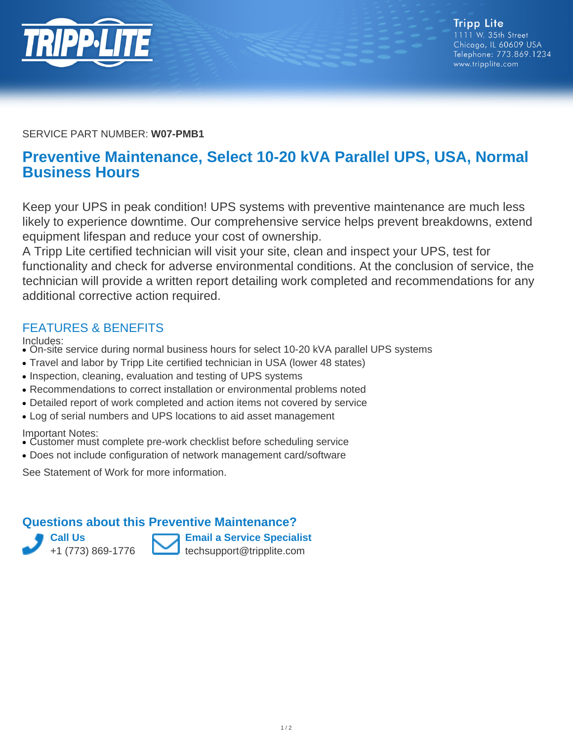Tripp Lite
1111 W. 35th Street
Chicago, IL 60609 USA
Telephone: 773.869.1234
www.tripplite.com

SERVICE PART NUMBER: **W07-PMB1**

# Preventive Maintenance, Select 10-20 kVA Parallel UPS, USA, Normal Business Hours

Keep your UPS in peak condition! UPS systems with preventive maintenance are much less likely to experience downtime. Our comprehensive service helps prevent breakdowns, extend equipment lifespan and reduce your cost of ownership.
A Tripp Lite certified technician will visit your site, clean and inspect your UPS, test for functionality and check for adverse environmental conditions. At the conclusion of service, the technician will provide a written report detailing work completed and recommendations for any additional corrective action required.

## FEATURES & BENEFITS

Includes:

- On-site service during normal business hours for select 10-20 kVA parallel UPS systems
- Travel and labor by Tripp Lite certified technician in USA (lower 48 states)
- Inspection, cleaning, evaluation and testing of UPS systems
- Recommendations to correct installation or environmental problems noted
- Detailed report of work completed and action items not covered by service
- Log of serial numbers and UPS locations to aid asset management

Important Notes:

- Customer must complete pre-work checklist before scheduling service
- Does not include configuration of network management card/software

See Statement of Work for more information.

## Questions about this Preventive Maintenance?

**Call Us**
+1 (773) 869-1776

**Email a Service Specialist**
techsupport@tripplite.com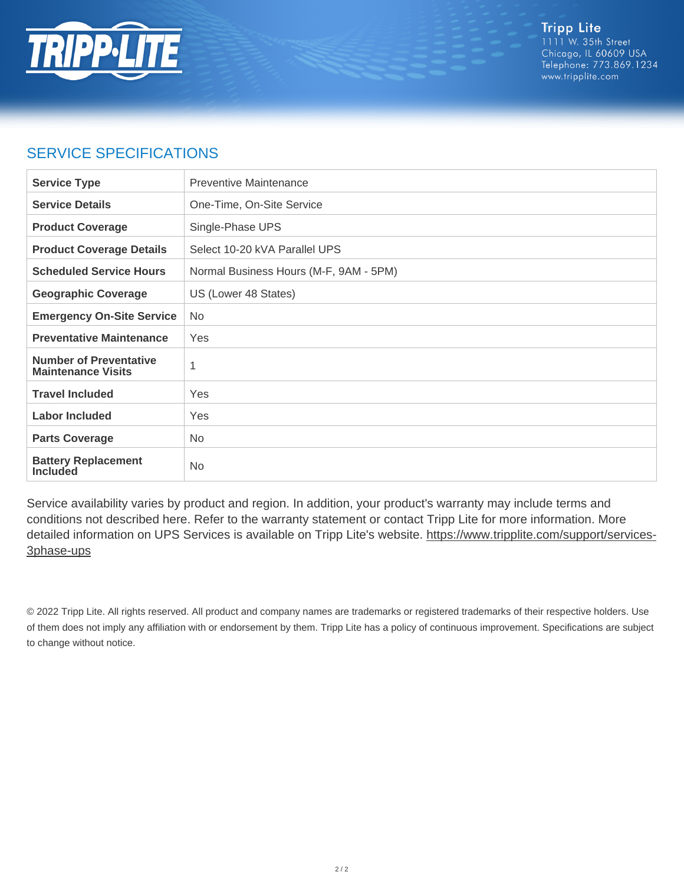Tripp Lite
1111 W. 35th Street
Chicago, IL 60609 USA
Telephone: 773.869.1234
www.tripplite.com

## SERVICE SPECIFICATIONS

| | |
|---|---|
| **Service Type** | Preventive Maintenance |
| **Service Details** | One-Time, On-Site Service |
| **Product Coverage** | Single-Phase UPS |
| **Product Coverage Details** | Select 10-20 kVA Parallel UPS |
| **Scheduled Service Hours** | Normal Business Hours (M-F, 9AM - 5PM) |
| **Geographic Coverage** | US (Lower 48 States) |
| **Emergency On-Site Service** | No |
| **Preventative Maintenance** | Yes |
| **Number of Preventative Maintenance Visits** | 1 |
| **Travel Included** | Yes |
| **Labor Included** | Yes |
| **Parts Coverage** | No |
| **Battery Replacement Included** | No |

Service availability varies by product and region. In addition, your product's warranty may include terms and conditions not described here. Refer to the warranty statement or contact Tripp Lite for more information. More detailed information on UPS Services is available on Tripp Lite's website. https://www.tripplite.com/support/services-3phase-ups

© 2022 Tripp Lite. All rights reserved. All product and company names are trademarks or registered trademarks of their respective holders. Use of them does not imply any affiliation with or endorsement by them. Tripp Lite has a policy of continuous improvement. Specifications are subject to change without notice.